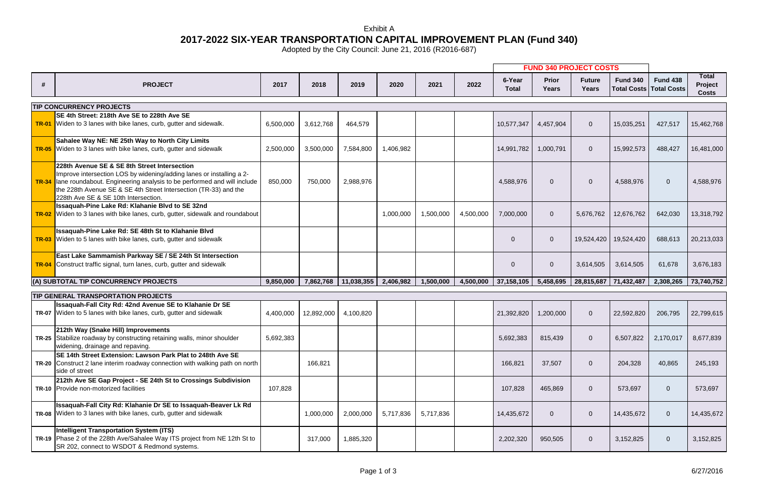Exhibit A

# 2017-2022 SIX-YEAR TRANSPORTATION CAPITAL IMPROVEMENT PLAN (Fund 340)

Adopted by the City Council: June 21, 2016 (R2016-687)

| | | | | | | | | FUND 340 PROJECT COSTS | | | | | |
|---|---|---|---|---|---|---|---|---|---|---|---|---|---|
| # | PROJECT | 2017 | 2018 | 2019 | 2020 | 2021 | 2022 | 6-Year Total | Prior Years | Future Years | Fund 340 Total Costs | Fund 438 Total Costs | Total Project Costs |
| **TIP CONCURRENCY PROJECTS** | | | | | | | | | | | | | |
| TR-01 | **SE 4th Street: 218th Ave SE to 228th Ave SE** Widen to 3 lanes with bike lanes, curb, gutter and sidewalk. | 6,500,000 | 3,612,768 | 464,579 | | | | 10,577,347 | 4,457,904 | 0 | 15,035,251 | 427,517 | 15,462,768 |
| TR-05 | **Sahalee Way NE: NE 25th Way to North City Limits** Widen to 3 lanes with bike lanes, curb, gutter and sidewalk | 2,500,000 | 3,500,000 | 7,584,800 | 1,406,982 | | | 14,991,782 | 1,000,791 | 0 | 15,992,573 | 488,427 | 16,481,000 |
| TR-34 | **228th Avenue SE & SE 8th Street Intersection** Improve intersection LOS by widening/adding lanes or installing a 2-lane roundabout. Engineering analysis to be performed and will include the 228th Avenue SE & SE 4th Street Intersection (TR-33) and the 228th Ave SE & SE 10th Intersection. | 850,000 | 750,000 | 2,988,976 | | | | 4,588,976 | 0 | 0 | 4,588,976 | 0 | 4,588,976 |
| TR-02 | **Issaquah-Pine Lake Rd: Klahanie Blvd to SE 32nd** Widen to 3 lanes with bike lanes, curb, gutter, sidewalk and roundabout | | | | 1,000,000 | 1,500,000 | 4,500,000 | 7,000,000 | 0 | 5,676,762 | 12,676,762 | 642,030 | 13,318,792 |
| TR-03 | **Issaquah-Pine Lake Rd: SE 48th St to Klahanie Blvd** Widen to 5 lanes with bike lanes, curb, gutter and sidewalk | | | | | | | 0 | 0 | 19,524,420 | 19,524,420 | 688,613 | 20,213,033 |
| TR-04 | **East Lake Sammamish Parkway SE / SE 24th St Intersection** Construct traffic signal, turn lanes, curb, gutter and sidewalk | | | | | | | 0 | 0 | 3,614,505 | 3,614,505 | 61,678 | 3,676,183 |
| **(A) SUBTOTAL TIP CONCURRENCY PROJECTS** | | **9,850,000** | **7,862,768** | **11,038,355** | **2,406,982** | **1,500,000** | **4,500,000** | **37,158,105** | **5,458,695** | **28,815,687** | **71,432,487** | **2,308,265** | **73,740,752** |
| **TIP GENERAL TRANSPORTATION PROJECTS** | | | | | | | | | | | | | |
| TR-07 | **Issaquah-Fall City Rd: 42nd Avenue SE to Klahanie Dr SE** Widen to 5 lanes with bike lanes, curb, gutter and sidewalk | 4,400,000 | 12,892,000 | 4,100,820 | | | | 21,392,820 | 1,200,000 | 0 | 22,592,820 | 206,795 | 22,799,615 |
| TR-25 | **212th Way (Snake Hill) Improvements** Stabilize roadway by constructing retaining walls, minor shoulder widening, drainage and repaving. | 5,692,383 | | | | | | 5,692,383 | 815,439 | 0 | 6,507,822 | 2,170,017 | 8,677,839 |
| TR-20 | **SE 14th Street Extension: Lawson Park Plat to 248th Ave SE** Construct 2 lane interim roadway connection with walking path on north side of street | | 166,821 | | | | | 166,821 | 37,507 | 0 | 204,328 | 40,865 | 245,193 |
| TR-10 | **212th Ave SE Gap Project - SE 24th St to Crossings Subdivision** Provide non-motorized facilities | 107,828 | | | | | | 107,828 | 465,869 | 0 | 573,697 | 0 | 573,697 |
| TR-08 | **Issaquah-Fall City Rd: Klahanie Dr SE to Issaquah-Beaver Lk Rd** Widen to 3 lanes with bike lanes, curb, gutter and sidewalk | | 1,000,000 | 2,000,000 | 5,717,836 | 5,717,836 | | 14,435,672 | 0 | 0 | 14,435,672 | 0 | 14,435,672 |
| TR-19 | **Intelligent Transportation System (ITS)** Phase 2 of the 228th Ave/Sahalee Way ITS project from NE 12th St to SR 202, connect to WSDOT & Redmond systems. | | 317,000 | 1,885,320 | | | | 2,202,320 | 950,505 | 0 | 3,152,825 | 0 | 3,152,825 |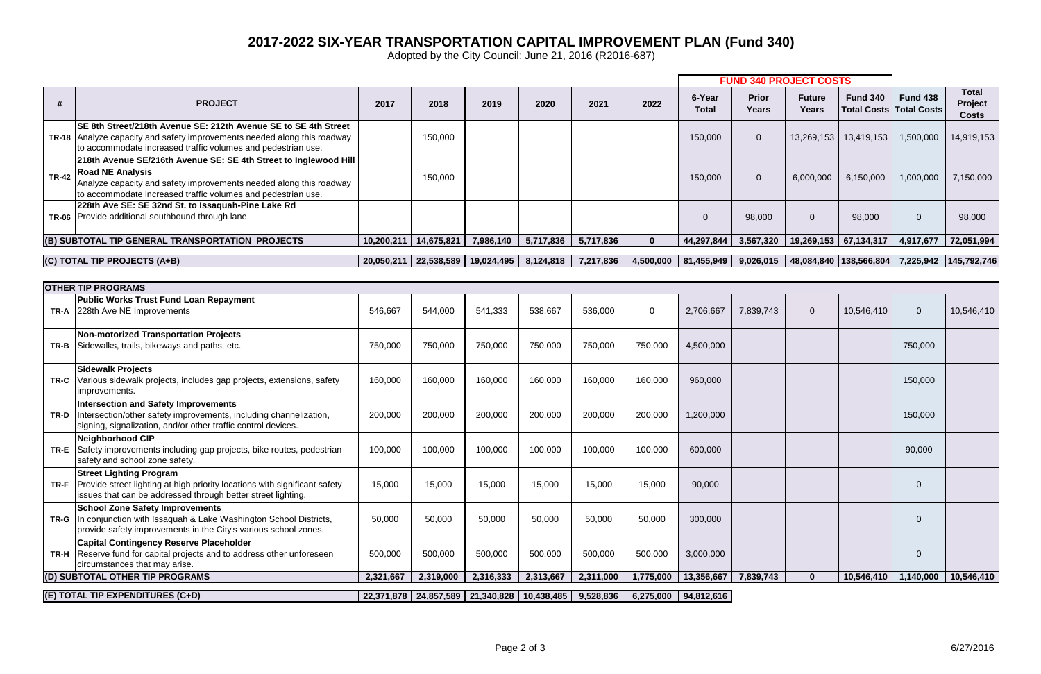# 2017-2022 SIX-YEAR TRANSPORTATION CAPITAL IMPROVEMENT PLAN (Fund 340)

Adopted by the City Council: June 21, 2016 (R2016-687)

| # | PROJECT | 2017 | 2018 | 2019 | 2020 | 2021 | 2022 | FUND 340 PROJECT COSTS | | | | | |
|---|---|---|---|---|---|---|---|---|---|---|---|---|---|
| | | | | | | | | 6-Year Total | Prior Years | Future Years | Fund 340 Total Costs | Fund 438 Total Costs | Total Project Costs |
| TR-18 | **SE 8th Street/218th Avenue SE: 212th Avenue SE to SE 4th Street** Analyze capacity and safety improvements needed along this roadway to accommodate increased traffic volumes and pedestrian use. | | 150,000 | | | | | 150,000 | 0 | 13,269,153 | 13,419,153 | 1,500,000 | 14,919,153 |
| TR-42 | **218th Avenue SE/216th Avenue SE: SE 4th Street to Inglewood Hill Road NE Analysis** Analyze capacity and safety improvements needed along this roadway to accommodate increased traffic volumes and pedestrian use. | | 150,000 | | | | | 150,000 | 0 | 6,000,000 | 6,150,000 | 1,000,000 | 7,150,000 |
| TR-06 | **228th Ave SE: SE 32nd St. to Issaquah-Pine Lake Rd** Provide additional southbound through lane | | | | | | | 0 | 98,000 | 0 | 98,000 | 0 | 98,000 |
| | **(B) SUBTOTAL TIP GENERAL TRANSPORTATION PROJECTS** | **10,200,211** | **14,675,821** | **7,986,140** | **5,717,836** | **5,717,836** | **0** | **44,297,844** | **3,567,320** | **19,269,153** | **67,134,317** | **4,917,677** | **72,051,994** |
| | **(C) TOTAL TIP PROJECTS (A+B)** | **20,050,211** | **22,538,589** | **19,024,495** | **8,124,818** | **7,217,836** | **4,500,000** | **81,455,949** | **9,026,015** | **48,084,840** | **138,566,804** | **7,225,942** | **145,792,746** |

| # | OTHER TIP PROGRAMS | 2017 | 2018 | 2019 | 2020 | 2021 | 2022 | 6-Year Total | Prior Years | Future Years | Fund 340 Total Costs | Fund 438 Total Costs | Total Project Costs |
|---|---|---|---|---|---|---|---|---|---|---|---|---|---|
| TR-A | **Public Works Trust Fund Loan Repayment** 228th Ave NE Improvements | 546,667 | 544,000 | 541,333 | 538,667 | 536,000 | 0 | 2,706,667 | 7,839,743 | 0 | 10,546,410 | 0 | 10,546,410 |
| TR-B | **Non-motorized Transportation Projects** Sidewalks, trails, bikeways and paths, etc. | 750,000 | 750,000 | 750,000 | 750,000 | 750,000 | 750,000 | 4,500,000 | | | | 750,000 | |
| TR-C | **Sidewalk Projects** Various sidewalk projects, includes gap projects, extensions, safety improvements. | 160,000 | 160,000 | 160,000 | 160,000 | 160,000 | 160,000 | 960,000 | | | | 150,000 | |
| TR-D | **Intersection and Safety Improvements** Intersection/other safety improvements, including channelization, signing, signalization, and/or other traffic control devices. | 200,000 | 200,000 | 200,000 | 200,000 | 200,000 | 200,000 | 1,200,000 | | | | 150,000 | |
| TR-E | **Neighborhood CIP** Safety improvements including gap projects, bike routes, pedestrian safety and school zone safety. | 100,000 | 100,000 | 100,000 | 100,000 | 100,000 | 100,000 | 600,000 | | | | 90,000 | |
| TR-F | **Street Lighting Program** Provide street lighting at high priority locations with significant safety issues that can be addressed through better street lighting. | 15,000 | 15,000 | 15,000 | 15,000 | 15,000 | 15,000 | 90,000 | | | | 0 | |
| TR-G | **School Zone Safety Improvements** In conjunction with Issaquah & Lake Washington School Districts, provide safety improvements in the City's various school zones. | 50,000 | 50,000 | 50,000 | 50,000 | 50,000 | 50,000 | 300,000 | | | | 0 | |
| TR-H | **Capital Contingency Reserve Placeholder** Reserve fund for capital projects and to address other unforeseen circumstances that may arise. | 500,000 | 500,000 | 500,000 | 500,000 | 500,000 | 500,000 | 3,000,000 | | | | 0 | |
| | **(D) SUBTOTAL OTHER TIP PROGRAMS** | **2,321,667** | **2,319,000** | **2,316,333** | **2,313,667** | **2,311,000** | **1,775,000** | **13,356,667** | **7,839,743** | **0** | **10,546,410** | **1,140,000** | **10,546,410** |
| | **(E) TOTAL TIP EXPENDITURES (C+D)** | **22,371,878** | **24,857,589** | **21,340,828** | **10,438,485** | **9,528,836** | **6,275,000** | **94,812,616** | | | | | |